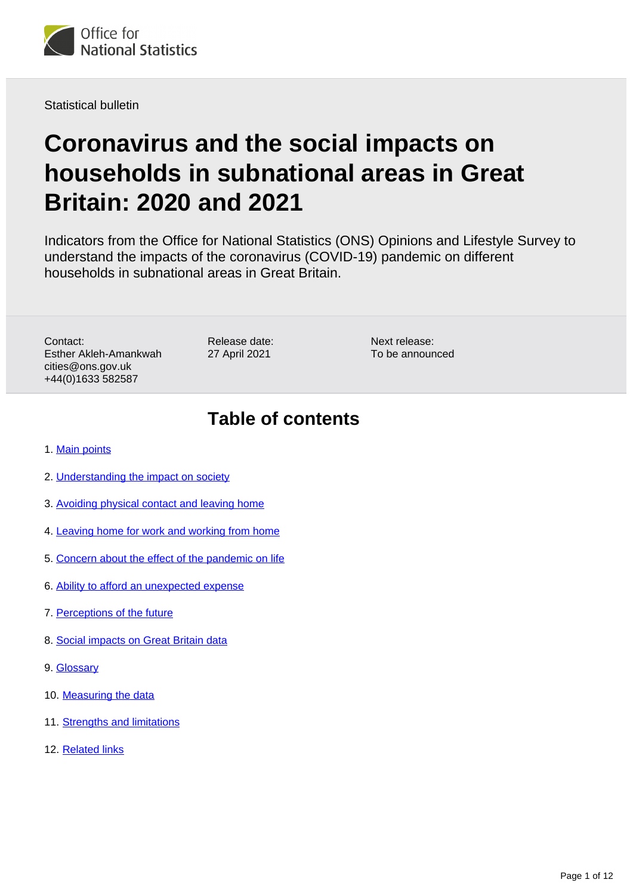Office for National Statistics

Statistical bulletin

# Coronavirus and the social impacts on households in subnational areas in Great Britain: 2020 and 2021

Indicators from the Office for National Statistics (ONS) Opinions and Lifestyle Survey to understand the impacts of the coronavirus (COVID-19) pandemic on different households in subnational areas in Great Britain.

Contact:
Esther Akleh-Amankwah
cities@ons.gov.uk
+44(0)1633 582587

Release date:
27 April 2021

Next release:
To be announced

## Table of contents

1. Main points
2. Understanding the impact on society
3. Avoiding physical contact and leaving home
4. Leaving home for work and working from home
5. Concern about the effect of the pandemic on life
6. Ability to afford an unexpected expense
7. Perceptions of the future
8. Social impacts on Great Britain data
9. Glossary
10. Measuring the data
11. Strengths and limitations
12. Related links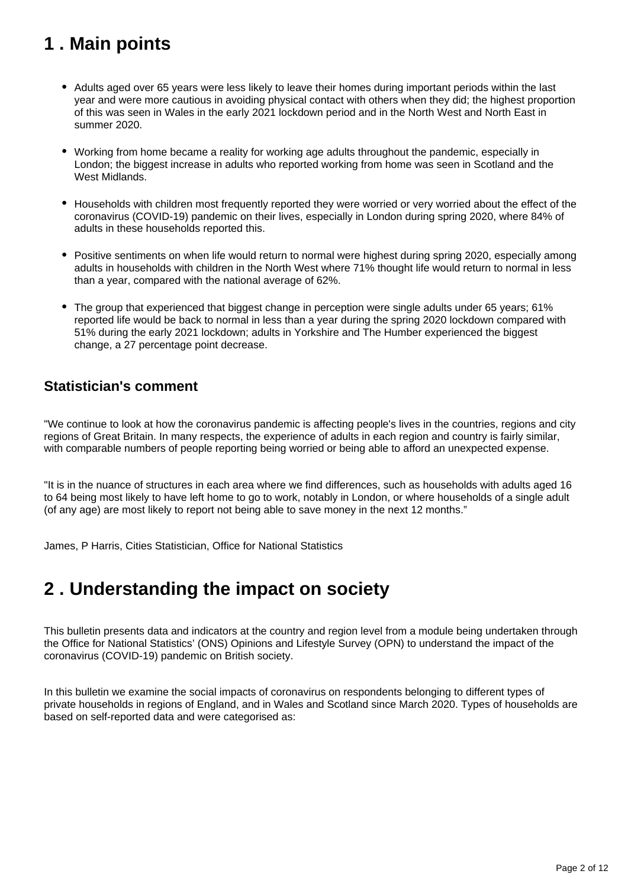## 1 . Main points

- Adults aged over 65 years were less likely to leave their homes during important periods within the last year and were more cautious in avoiding physical contact with others when they did; the highest proportion of this was seen in Wales in the early 2021 lockdown period and in the North West and North East in summer 2020.
- Working from home became a reality for working age adults throughout the pandemic, especially in London; the biggest increase in adults who reported working from home was seen in Scotland and the West Midlands.
- Households with children most frequently reported they were worried or very worried about the effect of the coronavirus (COVID-19) pandemic on their lives, especially in London during spring 2020, where 84% of adults in these households reported this.
- Positive sentiments on when life would return to normal were highest during spring 2020, especially among adults in households with children in the North West where 71% thought life would return to normal in less than a year, compared with the national average of 62%.
- The group that experienced that biggest change in perception were single adults under 65 years; 61% reported life would be back to normal in less than a year during the spring 2020 lockdown compared with 51% during the early 2021 lockdown; adults in Yorkshire and The Humber experienced the biggest change, a 27 percentage point decrease.

### Statistician's comment

"We continue to look at how the coronavirus pandemic is affecting people's lives in the countries, regions and city regions of Great Britain. In many respects, the experience of adults in each region and country is fairly similar, with comparable numbers of people reporting being worried or being able to afford an unexpected expense.

"It is in the nuance of structures in each area where we find differences, such as households with adults aged 16 to 64 being most likely to have left home to go to work, notably in London, or where households of a single adult (of any age) are most likely to report not being able to save money in the next 12 months."

James, P Harris, Cities Statistician, Office for National Statistics

## 2 . Understanding the impact on society

This bulletin presents data and indicators at the country and region level from a module being undertaken through the Office for National Statistics' (ONS) Opinions and Lifestyle Survey (OPN) to understand the impact of the coronavirus (COVID-19) pandemic on British society.

In this bulletin we examine the social impacts of coronavirus on respondents belonging to different types of private households in regions of England, and in Wales and Scotland since March 2020. Types of households are based on self-reported data and were categorised as: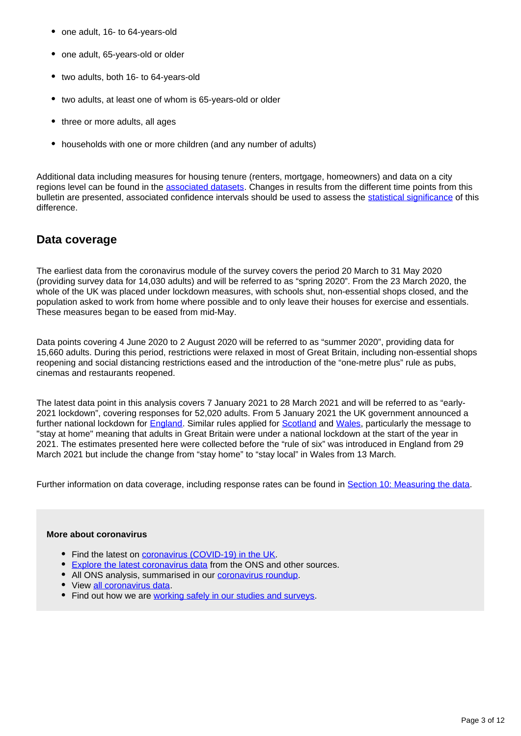- one adult, 16- to 64-years-old
- one adult, 65-years-old or older
- two adults, both 16- to 64-years-old
- two adults, at least one of whom is 65-years-old or older
- three or more adults, all ages
- households with one or more children (and any number of adults)

Additional data including measures for housing tenure (renters, mortgage, homeowners) and data on a city regions level can be found in the [associated datasets](). Changes in results from the different time points from this bulletin are presented, associated confidence intervals should be used to assess the [statistical significance]() of this difference.

## Data coverage

The earliest data from the coronavirus module of the survey covers the period 20 March to 31 May 2020 (providing survey data for 14,030 adults) and will be referred to as "spring 2020". From the 23 March 2020, the whole of the UK was placed under lockdown measures, with schools shut, non-essential shops closed, and the population asked to work from home where possible and to only leave their houses for exercise and essentials. These measures began to be eased from mid-May.

Data points covering 4 June 2020 to 2 August 2020 will be referred to as "summer 2020", providing data for 15,660 adults. During this period, restrictions were relaxed in most of Great Britain, including non-essential shops reopening and social distancing restrictions eased and the introduction of the "one-metre plus" rule as pubs, cinemas and restaurants reopened.

The latest data point in this analysis covers 7 January 2021 to 28 March 2021 and will be referred to as "early-2021 lockdown", covering responses for 52,020 adults. From 5 January 2021 the UK government announced a further national lockdown for [England](). Similar rules applied for [Scotland]() and [Wales](), particularly the message to "stay at home" meaning that adults in Great Britain were under a national lockdown at the start of the year in 2021. The estimates presented here were collected before the "rule of six" was introduced in England from 29 March 2021 but include the change from "stay home" to "stay local" in Wales from 13 March.

Further information on data coverage, including response rates can be found in [Section 10: Measuring the data]().

**More about coronavirus**

- Find the latest on [coronavirus (COVID-19) in the UK]().
- [Explore the latest coronavirus data]() from the ONS and other sources.
- All ONS analysis, summarised in our [coronavirus roundup]().
- View [all coronavirus data]().
- Find out how we are [working safely in our studies and surveys]().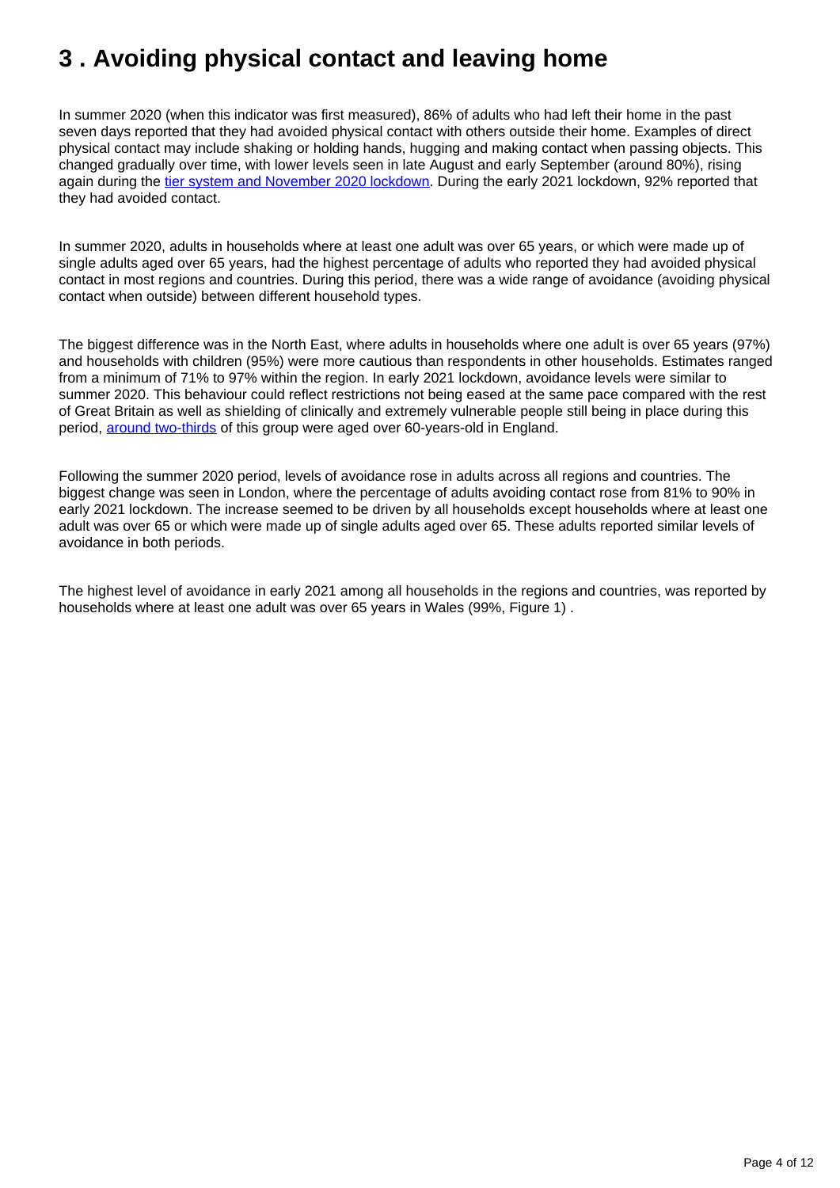# 3 . Avoiding physical contact and leaving home

In summer 2020 (when this indicator was first measured), 86% of adults who had left their home in the past seven days reported that they had avoided physical contact with others outside their home. Examples of direct physical contact may include shaking or holding hands, hugging and making contact when passing objects. This changed gradually over time, with lower levels seen in late August and early September (around 80%), rising again during the [tier system and November 2020 lockdown](). During the early 2021 lockdown, 92% reported that they had avoided contact.

In summer 2020, adults in households where at least one adult was over 65 years, or which were made up of single adults aged over 65 years, had the highest percentage of adults who reported they had avoided physical contact in most regions and countries. During this period, there was a wide range of avoidance (avoiding physical contact when outside) between different household types.

The biggest difference was in the North East, where adults in households where one adult is over 65 years (97%) and households with children (95%) were more cautious than respondents in other households. Estimates ranged from a minimum of 71% to 97% within the region. In early 2021 lockdown, avoidance levels were similar to summer 2020. This behaviour could reflect restrictions not being eased at the same pace compared with the rest of Great Britain as well as shielding of clinically and extremely vulnerable people still being in place during this period, [around two-thirds]() of this group were aged over 60-years-old in England.

Following the summer 2020 period, levels of avoidance rose in adults across all regions and countries. The biggest change was seen in London, where the percentage of adults avoiding contact rose from 81% to 90% in early 2021 lockdown. The increase seemed to be driven by all households except households where at least one adult was over 65 or which were made up of single adults aged over 65. These adults reported similar levels of avoidance in both periods.

The highest level of avoidance in early 2021 among all households in the regions and countries, was reported by households where at least one adult was over 65 years in Wales (99%, Figure 1) .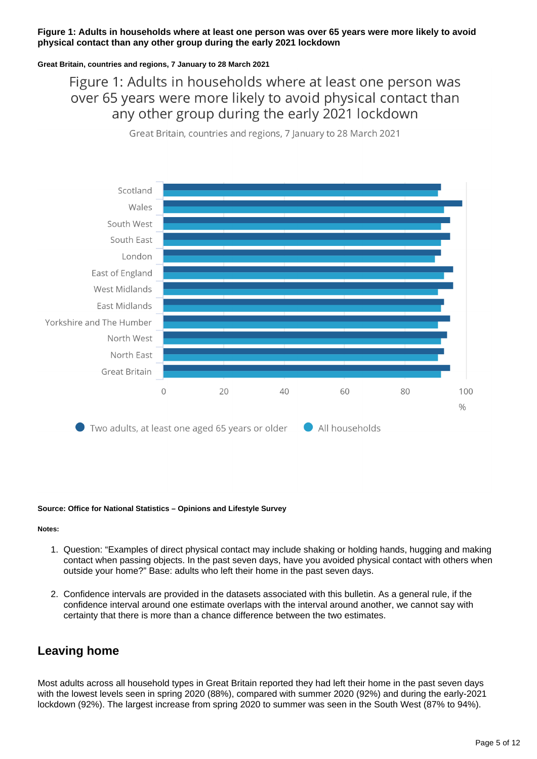**Figure 1: Adults in households where at least one person was over 65 years were more likely to avoid physical contact than any other group during the early 2021 lockdown**

**Great Britain, countries and regions, 7 January to 28 March 2021**

Figure 1: Adults in households where at least one person was over 65 years were more likely to avoid physical contact than any other group during the early 2021 lockdown

Great Britain, countries and regions, 7 January to 28 March 2021

Scotland
Wales
South West
South East
London
East of England
West Midlands
East Midlands
Yorkshire and The Humber
North West
North East
Great Britain

0
20
40
60
80
100
%

Two adults, at least one aged 65 years or older
All households

**Source: Office for National Statistics – Opinions and Lifestyle Survey**

**Notes:**

1. Question: “Examples of direct physical contact may include shaking or holding hands, hugging and making contact when passing objects. In the past seven days, have you avoided physical contact with others when outside your home?” Base: adults who left their home in the past seven days.

2. Confidence intervals are provided in the datasets associated with this bulletin. As a general rule, if the confidence interval around one estimate overlaps with the interval around another, we cannot say with certainty that there is more than a chance difference between the two estimates.

## Leaving home

Most adults across all household types in Great Britain reported they had left their home in the past seven days with the lowest levels seen in spring 2020 (88%), compared with summer 2020 (92%) and during the early-2021 lockdown (92%). The largest increase from spring 2020 to summer was seen in the South West (87% to 94%).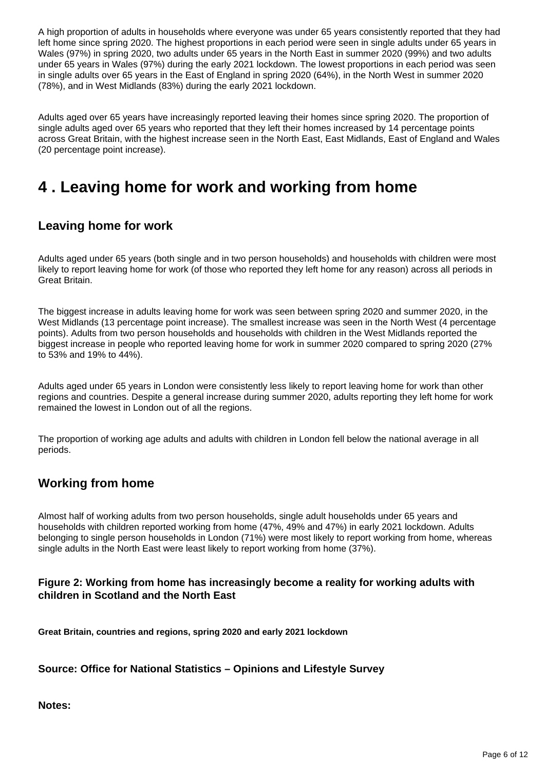A high proportion of adults in households where everyone was under 65 years consistently reported that they had left home since spring 2020. The highest proportions in each period were seen in single adults under 65 years in Wales (97%) in spring 2020, two adults under 65 years in the North East in summer 2020 (99%) and two adults under 65 years in Wales (97%) during the early 2021 lockdown. The lowest proportions in each period was seen in single adults over 65 years in the East of England in spring 2020 (64%), in the North West in summer 2020 (78%), and in West Midlands (83%) during the early 2021 lockdown.

Adults aged over 65 years have increasingly reported leaving their homes since spring 2020. The proportion of single adults aged over 65 years who reported that they left their homes increased by 14 percentage points across Great Britain, with the highest increase seen in the North East, East Midlands, East of England and Wales (20 percentage point increase).

# 4 . Leaving home for work and working from home

## Leaving home for work

Adults aged under 65 years (both single and in two person households) and households with children were most likely to report leaving home for work (of those who reported they left home for any reason) across all periods in Great Britain.

The biggest increase in adults leaving home for work was seen between spring 2020 and summer 2020, in the West Midlands (13 percentage point increase). The smallest increase was seen in the North West (4 percentage points). Adults from two person households and households with children in the West Midlands reported the biggest increase in people who reported leaving home for work in summer 2020 compared to spring 2020 (27% to 53% and 19% to 44%).

Adults aged under 65 years in London were consistently less likely to report leaving home for work than other regions and countries. Despite a general increase during summer 2020, adults reporting they left home for work remained the lowest in London out of all the regions.

The proportion of working age adults and adults with children in London fell below the national average in all periods.

## Working from home

Almost half of working adults from two person households, single adult households under 65 years and households with children reported working from home (47%, 49% and 47%) in early 2021 lockdown. Adults belonging to single person households in London (71%) were most likely to report working from home, whereas single adults in the North East were least likely to report working from home (37%).

### Figure 2: Working from home has increasingly become a reality for working adults with children in Scotland and the North East

**Great Britain, countries and regions, spring 2020 and early 2021 lockdown**

**Source: Office for National Statistics – Opinions and Lifestyle Survey**

**Notes:**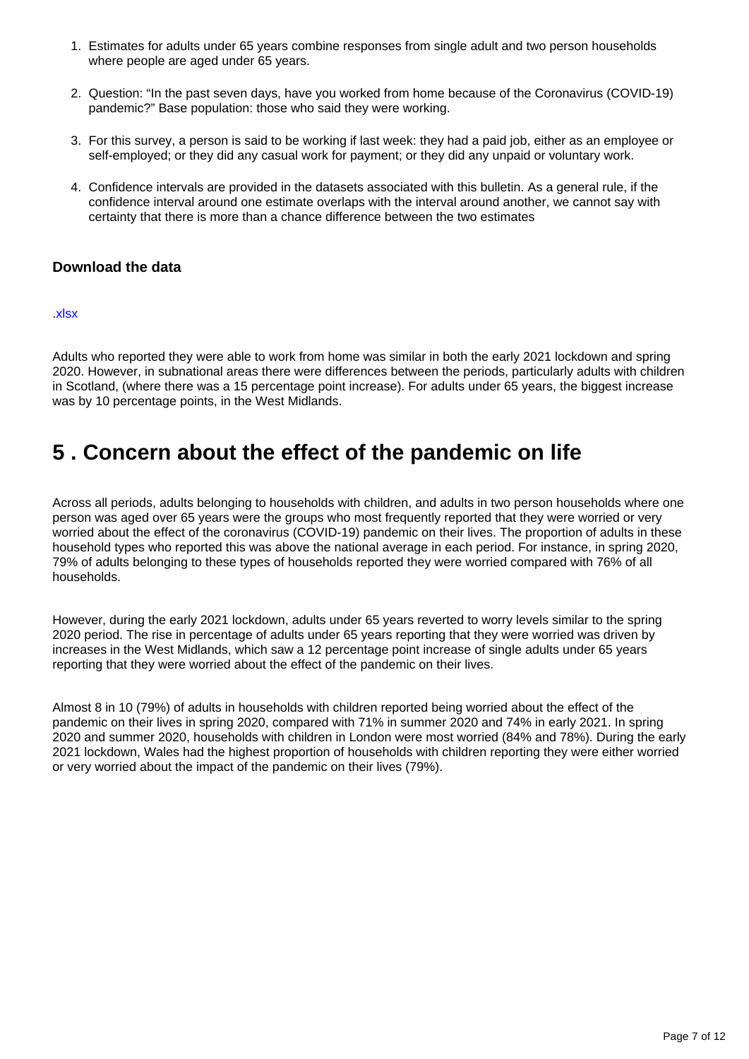1. Estimates for adults under 65 years combine responses from single adult and two person households where people are aged under 65 years.
2. Question: "In the past seven days, have you worked from home because of the Coronavirus (COVID-19) pandemic?" Base population: those who said they were working.
3. For this survey, a person is said to be working if last week: they had a paid job, either as an employee or self-employed; or they did any casual work for payment; or they did any unpaid or voluntary work.
4. Confidence intervals are provided in the datasets associated with this bulletin. As a general rule, if the confidence interval around one estimate overlaps with the interval around another, we cannot say with certainty that there is more than a chance difference between the two estimates

### Download the data

.xlsx

Adults who reported they were able to work from home was similar in both the early 2021 lockdown and spring 2020. However, in subnational areas there were differences between the periods, particularly adults with children in Scotland, (where there was a 15 percentage point increase). For adults under 65 years, the biggest increase was by 10 percentage points, in the West Midlands.

# 5 . Concern about the effect of the pandemic on life

Across all periods, adults belonging to households with children, and adults in two person households where one person was aged over 65 years were the groups who most frequently reported that they were worried or very worried about the effect of the coronavirus (COVID-19) pandemic on their lives. The proportion of adults in these household types who reported this was above the national average in each period. For instance, in spring 2020, 79% of adults belonging to these types of households reported they were worried compared with 76% of all households.

However, during the early 2021 lockdown, adults under 65 years reverted to worry levels similar to the spring 2020 period. The rise in percentage of adults under 65 years reporting that they were worried was driven by increases in the West Midlands, which saw a 12 percentage point increase of single adults under 65 years reporting that they were worried about the effect of the pandemic on their lives.

Almost 8 in 10 (79%) of adults in households with children reported being worried about the effect of the pandemic on their lives in spring 2020, compared with 71% in summer 2020 and 74% in early 2021. In spring 2020 and summer 2020, households with children in London were most worried (84% and 78%). During the early 2021 lockdown, Wales had the highest proportion of households with children reporting they were either worried or very worried about the impact of the pandemic on their lives (79%).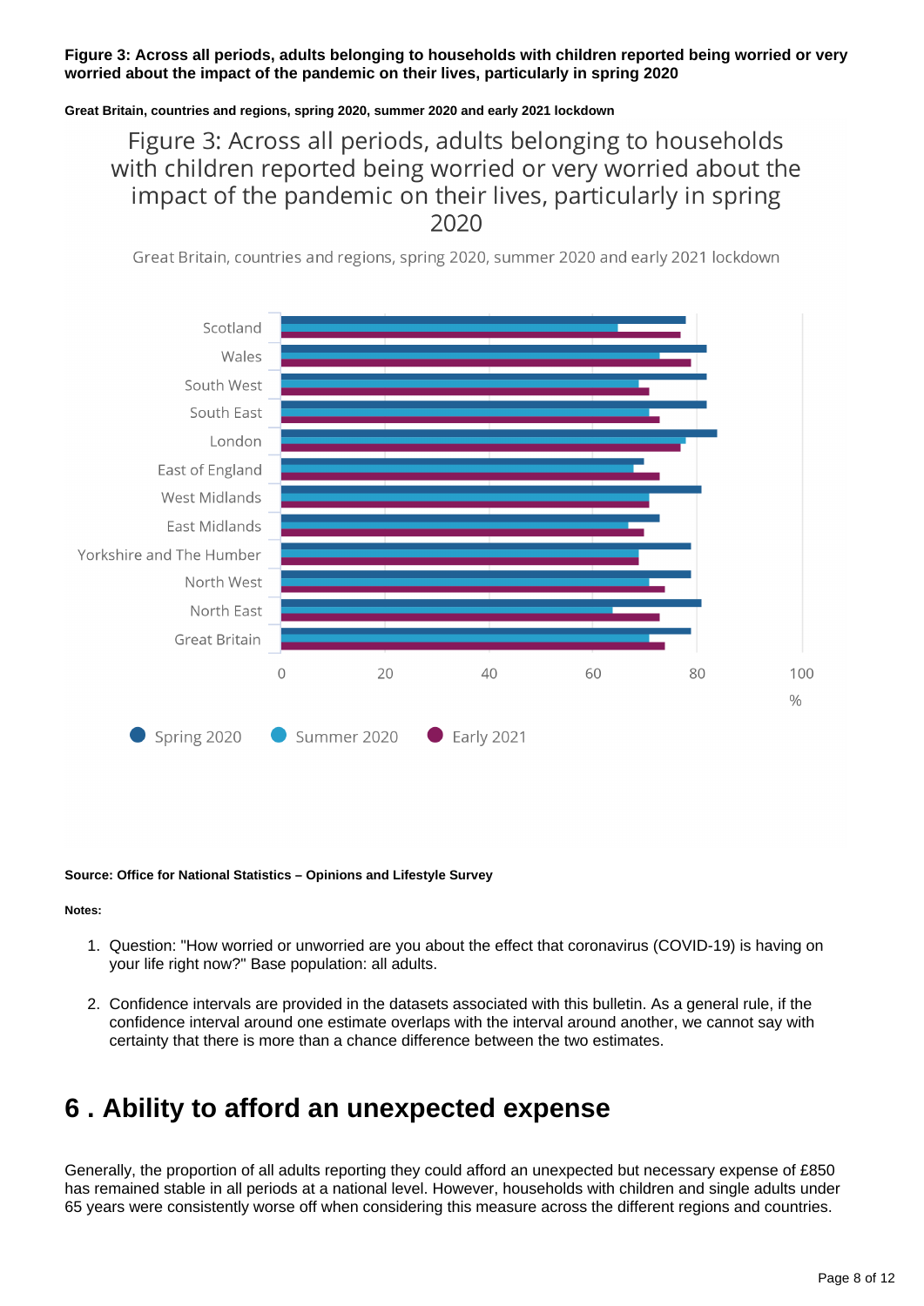**Figure 3: Across all periods, adults belonging to households with children reported being worried or very worried about the impact of the pandemic on their lives, particularly in spring 2020**

**Great Britain, countries and regions, spring 2020, summer 2020 and early 2021 lockdown**

Figure 3: Across all periods, adults belonging to households with children reported being worried or very worried about the impact of the pandemic on their lives, particularly in spring 2020

Great Britain, countries and regions, spring 2020, summer 2020 and early 2021 lockdown

Scotland
Wales
South West
South East
London
East of England
West Midlands
East Midlands
Yorkshire and The Humber
North West
North East
Great Britain

0 20 40 60 80 100
%

Spring 2020 Summer 2020 Early 2021

**Source: Office for National Statistics – Opinions and Lifestyle Survey**

**Notes:**

1. Question: "How worried or unworried are you about the effect that coronavirus (COVID-19) is having on your life right now?" Base population: all adults.
2. Confidence intervals are provided in the datasets associated with this bulletin. As a general rule, if the confidence interval around one estimate overlaps with the interval around another, we cannot say with certainty that there is more than a chance difference between the two estimates.

## 6 . Ability to afford an unexpected expense

Generally, the proportion of all adults reporting they could afford an unexpected but necessary expense of £850 has remained stable in all periods at a national level. However, households with children and single adults under 65 years were consistently worse off when considering this measure across the different regions and countries.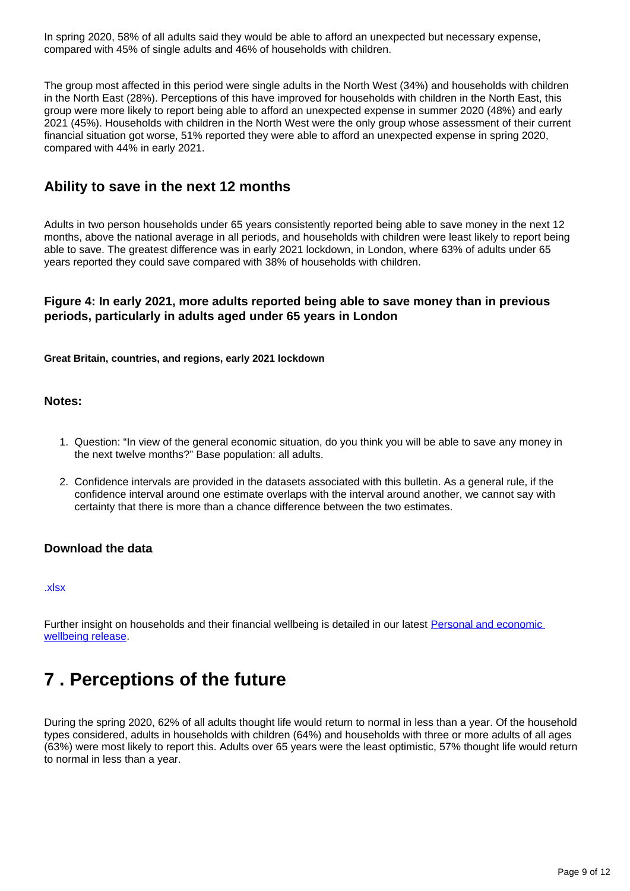In spring 2020, 58% of all adults said they would be able to afford an unexpected but necessary expense, compared with 45% of single adults and 46% of households with children.

The group most affected in this period were single adults in the North West (34%) and households with children in the North East (28%). Perceptions of this have improved for households with children in the North East, this group were more likely to report being able to afford an unexpected expense in summer 2020 (48%) and early 2021 (45%). Households with children in the North West were the only group whose assessment of their current financial situation got worse, 51% reported they were able to afford an unexpected expense in spring 2020, compared with 44% in early 2021.

## Ability to save in the next 12 months

Adults in two person households under 65 years consistently reported being able to save money in the next 12 months, above the national average in all periods, and households with children were least likely to report being able to save. The greatest difference was in early 2021 lockdown, in London, where 63% of adults under 65 years reported they could save compared with 38% of households with children.

### Figure 4: In early 2021, more adults reported being able to save money than in previous periods, particularly in adults aged under 65 years in London

**Great Britain, countries, and regions, early 2021 lockdown**

### Notes:

1. Question: "In view of the general economic situation, do you think you will be able to save any money in the next twelve months?" Base population: all adults.
2. Confidence intervals are provided in the datasets associated with this bulletin. As a general rule, if the confidence interval around one estimate overlaps with the interval around another, we cannot say with certainty that there is more than a chance difference between the two estimates.

### Download the data

.xlsx

Further insight on households and their financial wellbeing is detailed in our latest [Personal and economic wellbeing release](#).

# 7 . Perceptions of the future

During the spring 2020, 62% of all adults thought life would return to normal in less than a year. Of the household types considered, adults in households with children (64%) and households with three or more adults of all ages (63%) were most likely to report this. Adults over 65 years were the least optimistic, 57% thought life would return to normal in less than a year.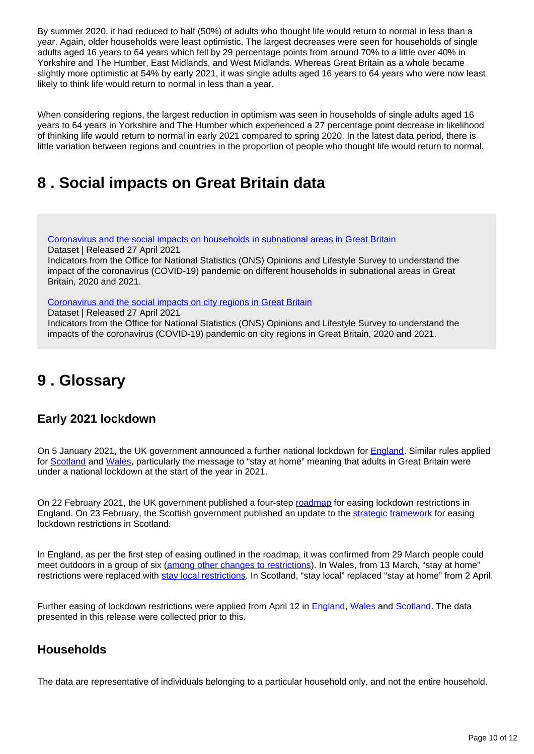By summer 2020, it had reduced to half (50%) of adults who thought life would return to normal in less than a year. Again, older households were least optimistic. The largest decreases were seen for households of single adults aged 16 years to 64 years which fell by 29 percentage points from around 70% to a little over 40% in Yorkshire and The Humber, East Midlands, and West Midlands. Whereas Great Britain as a whole became slightly more optimistic at 54% by early 2021, it was single adults aged 16 years to 64 years who were now least likely to think life would return to normal in less than a year.

When considering regions, the largest reduction in optimism was seen in households of single adults aged 16 years to 64 years in Yorkshire and The Humber which experienced a 27 percentage point decrease in likelihood of thinking life would return to normal in early 2021 compared to spring 2020. In the latest data period, there is little variation between regions and countries in the proportion of people who thought life would return to normal.

# 8 . Social impacts on Great Britain data

Coronavirus and the social impacts on households in subnational areas in Great Britain
Dataset | Released 27 April 2021
Indicators from the Office for National Statistics (ONS) Opinions and Lifestyle Survey to understand the impact of the coronavirus (COVID-19) pandemic on different households in subnational areas in Great Britain, 2020 and 2021.

Coronavirus and the social impacts on city regions in Great Britain
Dataset | Released 27 April 2021
Indicators from the Office for National Statistics (ONS) Opinions and Lifestyle Survey to understand the impacts of the coronavirus (COVID-19) pandemic on city regions in Great Britain, 2020 and 2021.

# 9 . Glossary

## Early 2021 lockdown

On 5 January 2021, the UK government announced a further national lockdown for England. Similar rules applied for Scotland and Wales, particularly the message to "stay at home" meaning that adults in Great Britain were under a national lockdown at the start of the year in 2021.

On 22 February 2021, the UK government published a four-step roadmap for easing lockdown restrictions in England. On 23 February, the Scottish government published an update to the strategic framework for easing lockdown restrictions in Scotland.

In England, as per the first step of easing outlined in the roadmap, it was confirmed from 29 March people could meet outdoors in a group of six (among other changes to restrictions). In Wales, from 13 March, "stay at home" restrictions were replaced with stay local restrictions. In Scotland, "stay local" replaced "stay at home" from 2 April.

Further easing of lockdown restrictions were applied from April 12 in England, Wales and Scotland. The data presented in this release were collected prior to this.

## Households

The data are representative of individuals belonging to a particular household only, and not the entire household.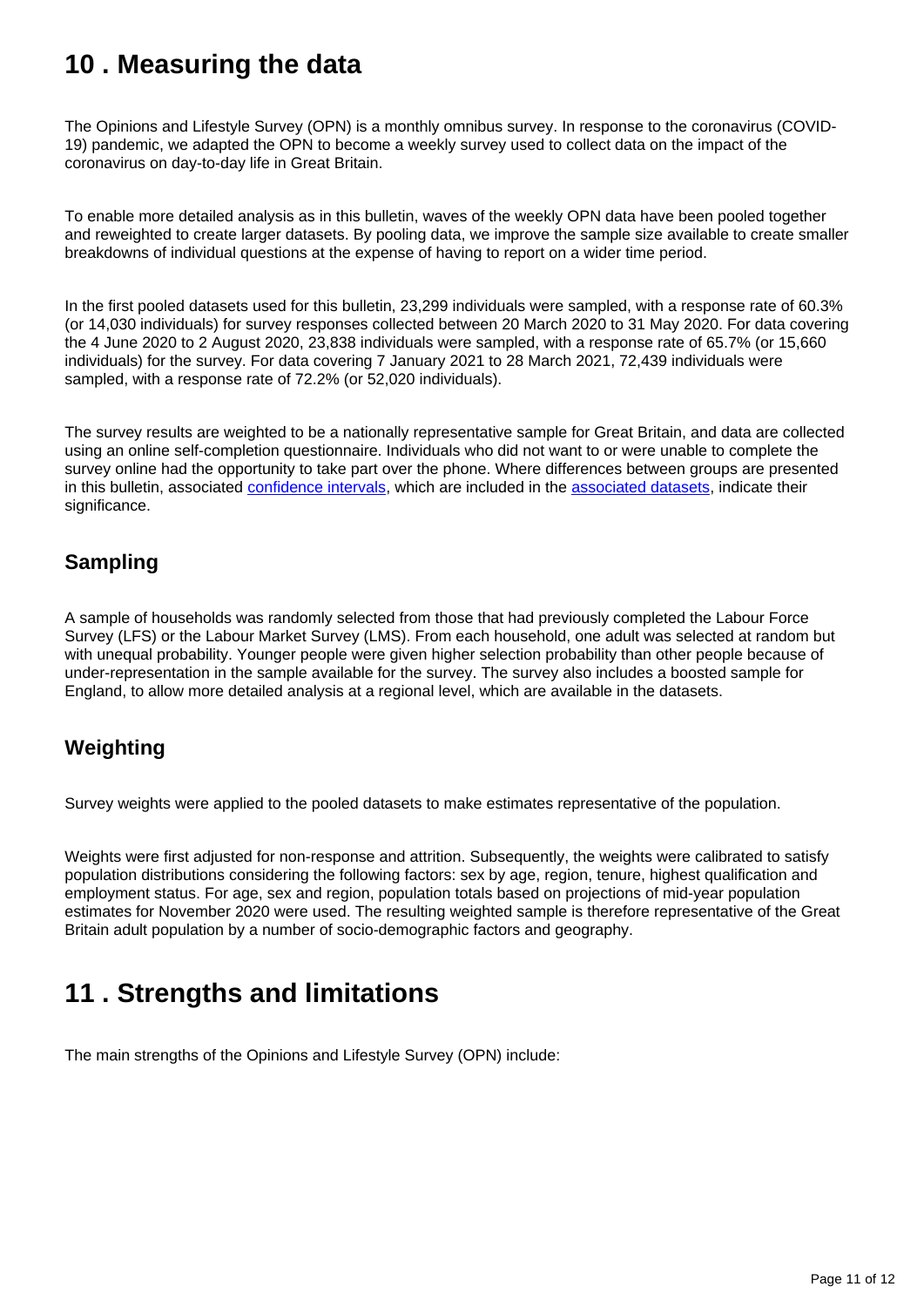## 10 . Measuring the data

The Opinions and Lifestyle Survey (OPN) is a monthly omnibus survey. In response to the coronavirus (COVID-19) pandemic, we adapted the OPN to become a weekly survey used to collect data on the impact of the coronavirus on day-to-day life in Great Britain.

To enable more detailed analysis as in this bulletin, waves of the weekly OPN data have been pooled together and reweighted to create larger datasets. By pooling data, we improve the sample size available to create smaller breakdowns of individual questions at the expense of having to report on a wider time period.

In the first pooled datasets used for this bulletin, 23,299 individuals were sampled, with a response rate of 60.3% (or 14,030 individuals) for survey responses collected between 20 March 2020 to 31 May 2020. For data covering the 4 June 2020 to 2 August 2020, 23,838 individuals were sampled, with a response rate of 65.7% (or 15,660 individuals) for the survey. For data covering 7 January 2021 to 28 March 2021, 72,439 individuals were sampled, with a response rate of 72.2% (or 52,020 individuals).

The survey results are weighted to be a nationally representative sample for Great Britain, and data are collected using an online self-completion questionnaire. Individuals who did not want to or were unable to complete the survey online had the opportunity to take part over the phone. Where differences between groups are presented in this bulletin, associated confidence intervals, which are included in the associated datasets, indicate their significance.

### Sampling

A sample of households was randomly selected from those that had previously completed the Labour Force Survey (LFS) or the Labour Market Survey (LMS). From each household, one adult was selected at random but with unequal probability. Younger people were given higher selection probability than other people because of under-representation in the sample available for the survey. The survey also includes a boosted sample for England, to allow more detailed analysis at a regional level, which are available in the datasets.

### Weighting

Survey weights were applied to the pooled datasets to make estimates representative of the population.

Weights were first adjusted for non-response and attrition. Subsequently, the weights were calibrated to satisfy population distributions considering the following factors: sex by age, region, tenure, highest qualification and employment status. For age, sex and region, population totals based on projections of mid-year population estimates for November 2020 were used. The resulting weighted sample is therefore representative of the Great Britain adult population by a number of socio-demographic factors and geography.

## 11 . Strengths and limitations

The main strengths of the Opinions and Lifestyle Survey (OPN) include: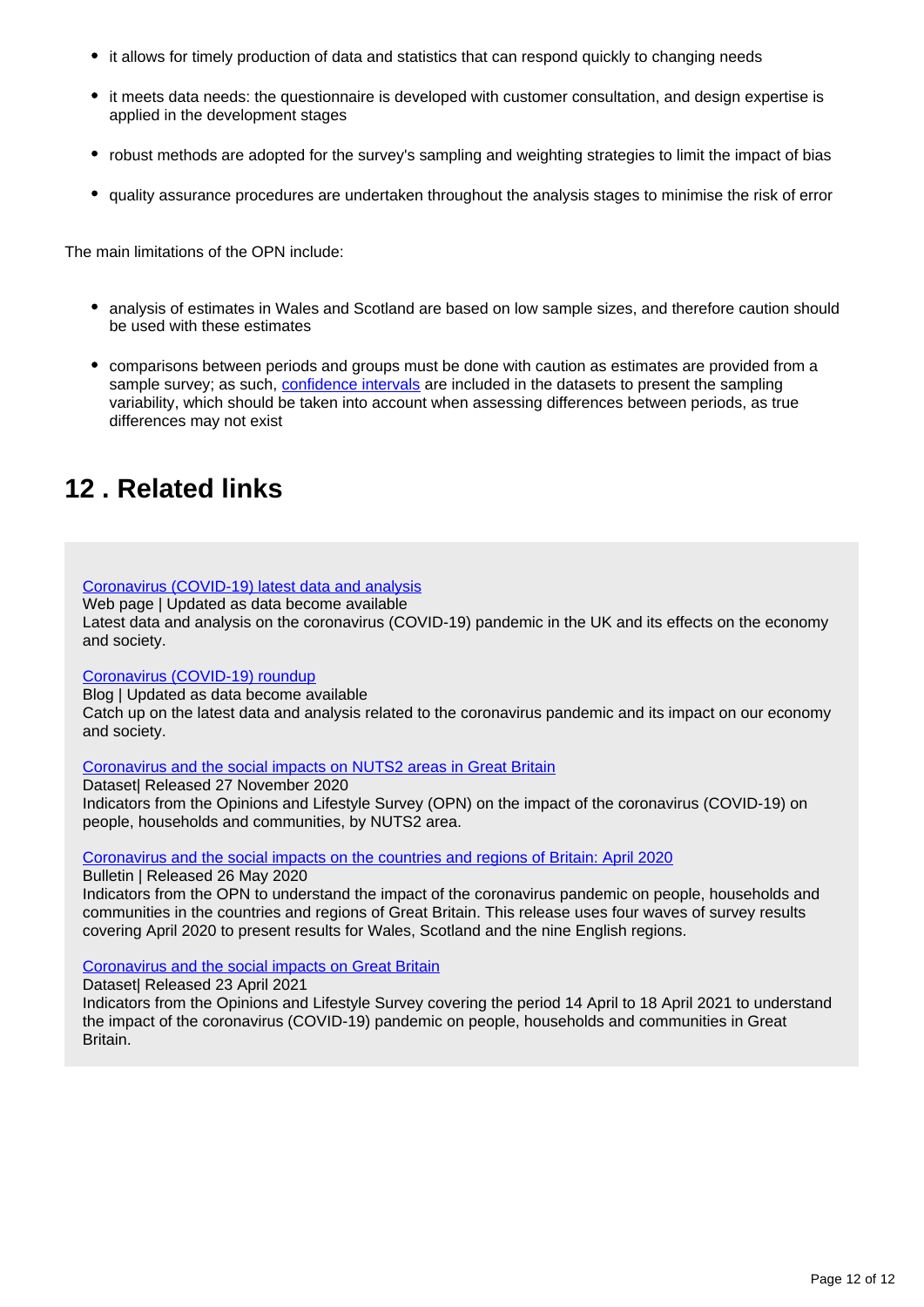- it allows for timely production of data and statistics that can respond quickly to changing needs
- it meets data needs: the questionnaire is developed with customer consultation, and design expertise is applied in the development stages
- robust methods are adopted for the survey's sampling and weighting strategies to limit the impact of bias
- quality assurance procedures are undertaken throughout the analysis stages to minimise the risk of error

The main limitations of the OPN include:

- analysis of estimates in Wales and Scotland are based on low sample sizes, and therefore caution should be used with these estimates
- comparisons between periods and groups must be done with caution as estimates are provided from a sample survey; as such, [confidence intervals](#) are included in the datasets to present the sampling variability, which should be taken into account when assessing differences between periods, as true differences may not exist

## 12 . Related links

[Coronavirus (COVID-19) latest data and analysis](#)
Web page | Updated as data become available
Latest data and analysis on the coronavirus (COVID-19) pandemic in the UK and its effects on the economy and society.

[Coronavirus (COVID-19) roundup](#)
Blog | Updated as data become available
Catch up on the latest data and analysis related to the coronavirus pandemic and its impact on our economy and society.

[Coronavirus and the social impacts on NUTS2 areas in Great Britain](#)
Dataset| Released 27 November 2020
Indicators from the Opinions and Lifestyle Survey (OPN) on the impact of the coronavirus (COVID-19) on people, households and communities, by NUTS2 area.

[Coronavirus and the social impacts on the countries and regions of Britain: April 2020](#)
Bulletin | Released 26 May 2020
Indicators from the OPN to understand the impact of the coronavirus pandemic on people, households and communities in the countries and regions of Great Britain. This release uses four waves of survey results covering April 2020 to present results for Wales, Scotland and the nine English regions.

[Coronavirus and the social impacts on Great Britain](#)
Dataset| Released 23 April 2021
Indicators from the Opinions and Lifestyle Survey covering the period 14 April to 18 April 2021 to understand the impact of the coronavirus (COVID-19) pandemic on people, households and communities in Great Britain.